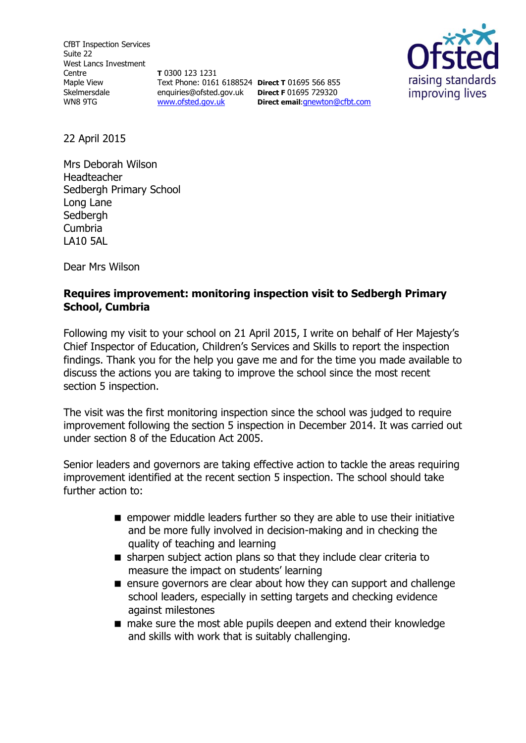CfBT Inspection Services
Suite 22
West Lancs Investment Centre
Maple View
Skelmersdale
WN8 9TG

**T** 0300 123 1231
Text Phone: 0161 6188524
enquiries@ofsted.gov.uk
www.ofsted.gov.uk

**Direct T** 01695 566 855
**Direct F** 01695 729320
**Direct email**:gnewton@cfbt.com

Ofsted
raising standards
improving lives

22 April 2015

Mrs Deborah Wilson
Headteacher
Sedbergh Primary School
Long Lane
Sedbergh
Cumbria
LA10 5AL

Dear Mrs Wilson

**Requires improvement: monitoring inspection visit to Sedbergh Primary School, Cumbria**

Following my visit to your school on 21 April 2015, I write on behalf of Her Majesty's Chief Inspector of Education, Children's Services and Skills to report the inspection findings. Thank you for the help you gave me and for the time you made available to discuss the actions you are taking to improve the school since the most recent section 5 inspection.

The visit was the first monitoring inspection since the school was judged to require improvement following the section 5 inspection in December 2014. It was carried out under section 8 of the Education Act 2005.

Senior leaders and governors are taking effective action to tackle the areas requiring improvement identified at the recent section 5 inspection. The school should take further action to:

- empower middle leaders further so they are able to use their initiative and be more fully involved in decision-making and in checking the quality of teaching and learning
- sharpen subject action plans so that they include clear criteria to measure the impact on students' learning
- ensure governors are clear about how they can support and challenge school leaders, especially in setting targets and checking evidence against milestones
- make sure the most able pupils deepen and extend their knowledge and skills with work that is suitably challenging.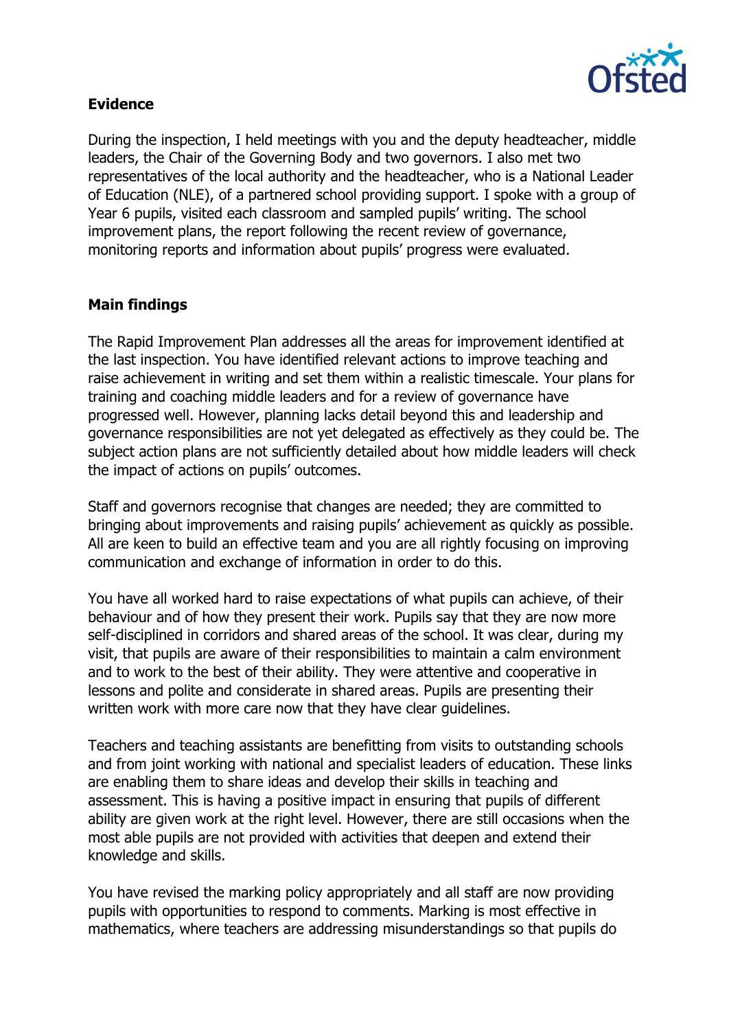## Evidence

During the inspection, I held meetings with you and the deputy headteacher, middle leaders, the Chair of the Governing Body and two governors. I also met two representatives of the local authority and the headteacher, who is a National Leader of Education (NLE), of a partnered school providing support. I spoke with a group of Year 6 pupils, visited each classroom and sampled pupils' writing. The school improvement plans, the report following the recent review of governance, monitoring reports and information about pupils' progress were evaluated.

## Main findings

The Rapid Improvement Plan addresses all the areas for improvement identified at the last inspection. You have identified relevant actions to improve teaching and raise achievement in writing and set them within a realistic timescale. Your plans for training and coaching middle leaders and for a review of governance have progressed well. However, planning lacks detail beyond this and leadership and governance responsibilities are not yet delegated as effectively as they could be. The subject action plans are not sufficiently detailed about how middle leaders will check the impact of actions on pupils' outcomes.

Staff and governors recognise that changes are needed; they are committed to bringing about improvements and raising pupils' achievement as quickly as possible. All are keen to build an effective team and you are all rightly focusing on improving communication and exchange of information in order to do this.

You have all worked hard to raise expectations of what pupils can achieve, of their behaviour and of how they present their work. Pupils say that they are now more self-disciplined in corridors and shared areas of the school. It was clear, during my visit, that pupils are aware of their responsibilities to maintain a calm environment and to work to the best of their ability. They were attentive and cooperative in lessons and polite and considerate in shared areas. Pupils are presenting their written work with more care now that they have clear guidelines.

Teachers and teaching assistants are benefitting from visits to outstanding schools and from joint working with national and specialist leaders of education. These links are enabling them to share ideas and develop their skills in teaching and assessment. This is having a positive impact in ensuring that pupils of different ability are given work at the right level. However, there are still occasions when the most able pupils are not provided with activities that deepen and extend their knowledge and skills.

You have revised the marking policy appropriately and all staff are now providing pupils with opportunities to respond to comments. Marking is most effective in mathematics, where teachers are addressing misunderstandings so that pupils do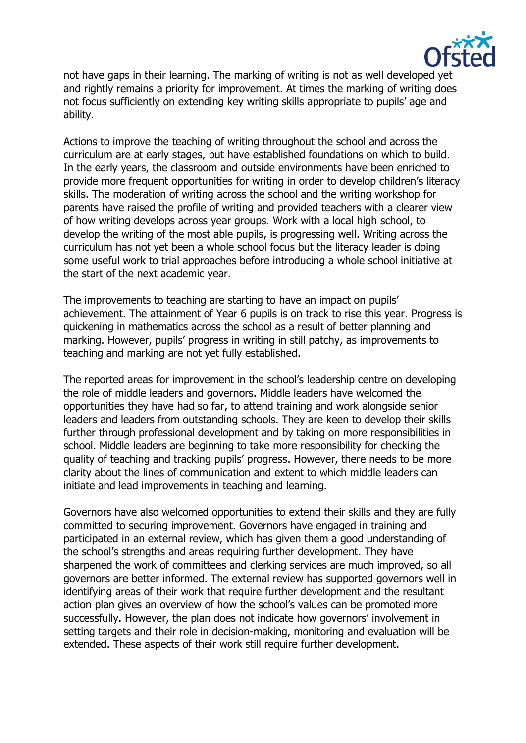not have gaps in their learning. The marking of writing is not as well developed yet and rightly remains a priority for improvement. At times the marking of writing does not focus sufficiently on extending key writing skills appropriate to pupils' age and ability.

Actions to improve the teaching of writing throughout the school and across the curriculum are at early stages, but have established foundations on which to build. In the early years, the classroom and outside environments have been enriched to provide more frequent opportunities for writing in order to develop children's literacy skills. The moderation of writing across the school and the writing workshop for parents have raised the profile of writing and provided teachers with a clearer view of how writing develops across year groups. Work with a local high school, to develop the writing of the most able pupils, is progressing well. Writing across the curriculum has not yet been a whole school focus but the literacy leader is doing some useful work to trial approaches before introducing a whole school initiative at the start of the next academic year.

The improvements to teaching are starting to have an impact on pupils' achievement. The attainment of Year 6 pupils is on track to rise this year. Progress is quickening in mathematics across the school as a result of better planning and marking. However, pupils' progress in writing in still patchy, as improvements to teaching and marking are not yet fully established.

The reported areas for improvement in the school's leadership centre on developing the role of middle leaders and governors. Middle leaders have welcomed the opportunities they have had so far, to attend training and work alongside senior leaders and leaders from outstanding schools. They are keen to develop their skills further through professional development and by taking on more responsibilities in school. Middle leaders are beginning to take more responsibility for checking the quality of teaching and tracking pupils' progress. However, there needs to be more clarity about the lines of communication and extent to which middle leaders can initiate and lead improvements in teaching and learning.

Governors have also welcomed opportunities to extend their skills and they are fully committed to securing improvement. Governors have engaged in training and participated in an external review, which has given them a good understanding of the school's strengths and areas requiring further development. They have sharpened the work of committees and clerking services are much improved, so all governors are better informed. The external review has supported governors well in identifying areas of their work that require further development and the resultant action plan gives an overview of how the school's values can be promoted more successfully. However, the plan does not indicate how governors' involvement in setting targets and their role in decision-making, monitoring and evaluation will be extended. These aspects of their work still require further development.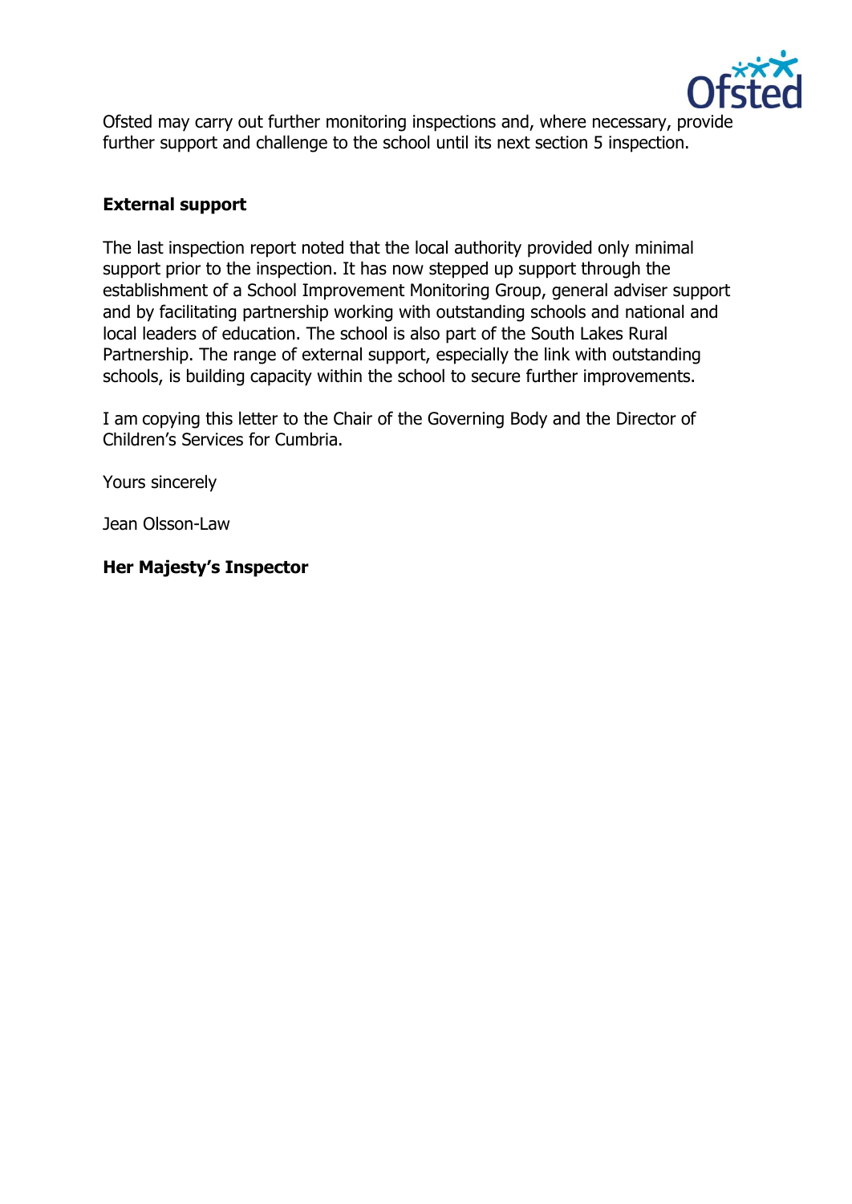Ofsted may carry out further monitoring inspections and, where necessary, provide further support and challenge to the school until its next section 5 inspection.

## External support

The last inspection report noted that the local authority provided only minimal support prior to the inspection. It has now stepped up support through the establishment of a School Improvement Monitoring Group, general adviser support and by facilitating partnership working with outstanding schools and national and local leaders of education. The school is also part of the South Lakes Rural Partnership. The range of external support, especially the link with outstanding schools, is building capacity within the school to secure further improvements.

I am copying this letter to the Chair of the Governing Body and the Director of Children's Services for Cumbria.

Yours sincerely

Jean Olsson-Law

**Her Majesty's Inspector**